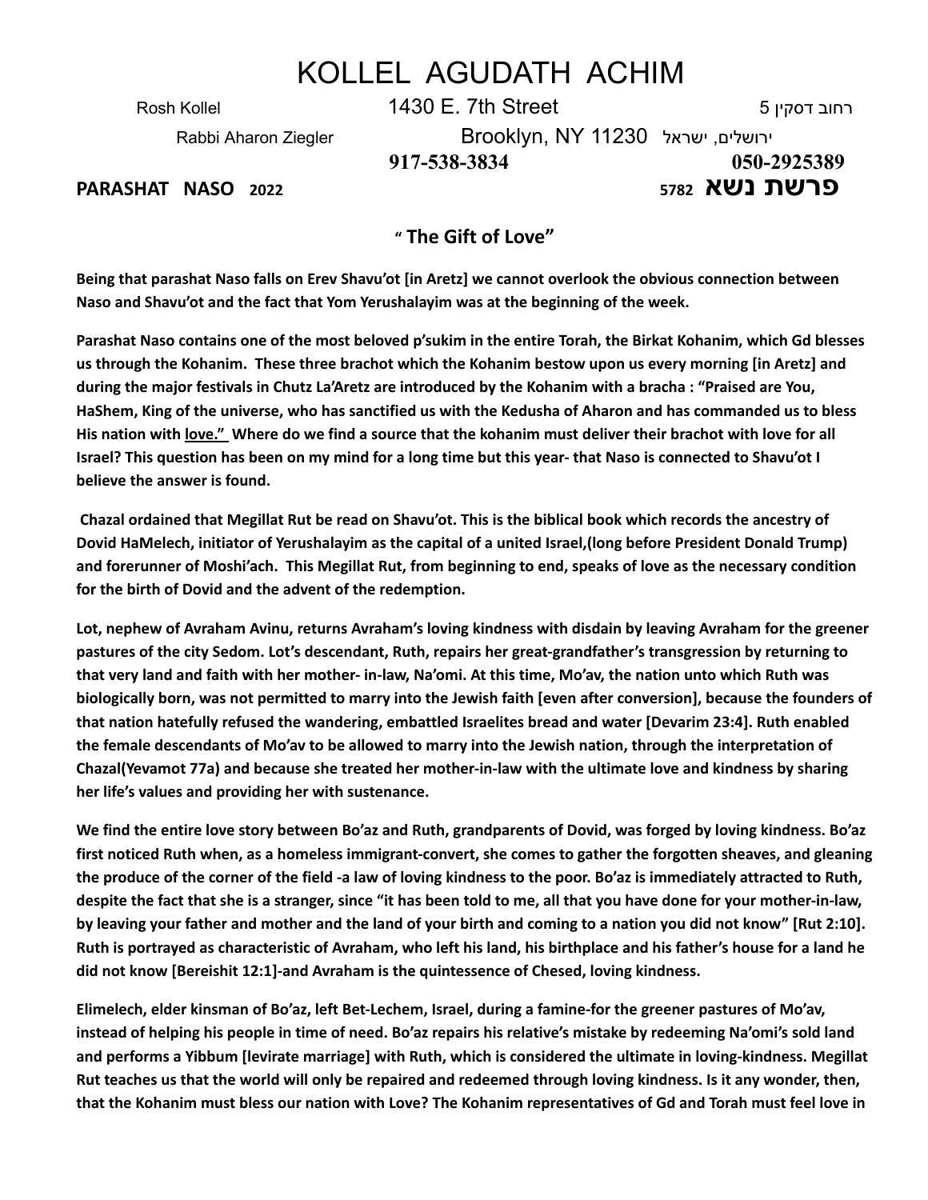# KOLLEL AGUDATH ACHIM

Rosh Kollel — 1430 E. 7th Street — רחוב דסקין 5

Rabbi Aharon Ziegler — Brooklyn, NY 11230 — ירושלים, ישראל

**917-538-3834** — **050-2925389**

**PARASHAT NASO 2022** — **פרשת נשא 5782**

## " The Gift of Love"

**Being that parashat Naso falls on Erev Shavu'ot [in Aretz] we cannot overlook the obvious connection between Naso and Shavu'ot and the fact that Yom Yerushalayim was at the beginning of the week.**

**Parashat Naso contains one of the most beloved p'sukim in the entire Torah, the Birkat Kohanim, which Gd blesses us through the Kohanim. These three brachot which the Kohanim bestow upon us every morning [in Aretz] and during the major festivals in Chutz La'Aretz are introduced by the Kohanim with a bracha : "Praised are You, HaShem, King of the universe, who has sanctified us with the Kedusha of Aharon and has commanded us to bless His nation with <u>love."</u> Where do we find a source that the kohanim must deliver their brachot with love for all Israel? This question has been on my mind for a long time but this year- that Naso is connected to Shavu'ot I believe the answer is found.**

**Chazal ordained that Megillat Rut be read on Shavu'ot. This is the biblical book which records the ancestry of Dovid HaMelech, initiator of Yerushalayim as the capital of a united Israel,(long before President Donald Trump) and forerunner of Moshi'ach. This Megillat Rut, from beginning to end, speaks of love as the necessary condition for the birth of Dovid and the advent of the redemption.**

**Lot, nephew of Avraham Avinu, returns Avraham's loving kindness with disdain by leaving Avraham for the greener pastures of the city Sedom. Lot's descendant, Ruth, repairs her great-grandfather's transgression by returning to that very land and faith with her mother- in-law, Na'omi. At this time, Mo'av, the nation unto which Ruth was biologically born, was not permitted to marry into the Jewish faith [even after conversion], because the founders of that nation hatefully refused the wandering, embattled Israelites bread and water [Devarim 23:4]. Ruth enabled the female descendants of Mo'av to be allowed to marry into the Jewish nation, through the interpretation of Chazal(Yevamot 77a) and because she treated her mother-in-law with the ultimate love and kindness by sharing her life's values and providing her with sustenance.**

**We find the entire love story between Bo'az and Ruth, grandparents of Dovid, was forged by loving kindness. Bo'az first noticed Ruth when, as a homeless immigrant-convert, she comes to gather the forgotten sheaves, and gleaning the produce of the corner of the field -a law of loving kindness to the poor. Bo'az is immediately attracted to Ruth, despite the fact that she is a stranger, since "it has been told to me, all that you have done for your mother-in-law, by leaving your father and mother and the land of your birth and coming to a nation you did not know" [Rut 2:10]. Ruth is portrayed as characteristic of Avraham, who left his land, his birthplace and his father's house for a land he did not know [Bereishit 12:1]-and Avraham is the quintessence of Chesed, loving kindness.**

**Elimelech, elder kinsman of Bo'az, left Bet-Lechem, Israel, during a famine-for the greener pastures of Mo'av, instead of helping his people in time of need. Bo'az repairs his relative's mistake by redeeming Na'omi's sold land and performs a Yibbum [levirate marriage] with Ruth, which is considered the ultimate in loving-kindness. Megillat Rut teaches us that the world will only be repaired and redeemed through loving kindness. Is it any wonder, then, that the Kohanim must bless our nation with Love? The Kohanim representatives of Gd and Torah must feel love in**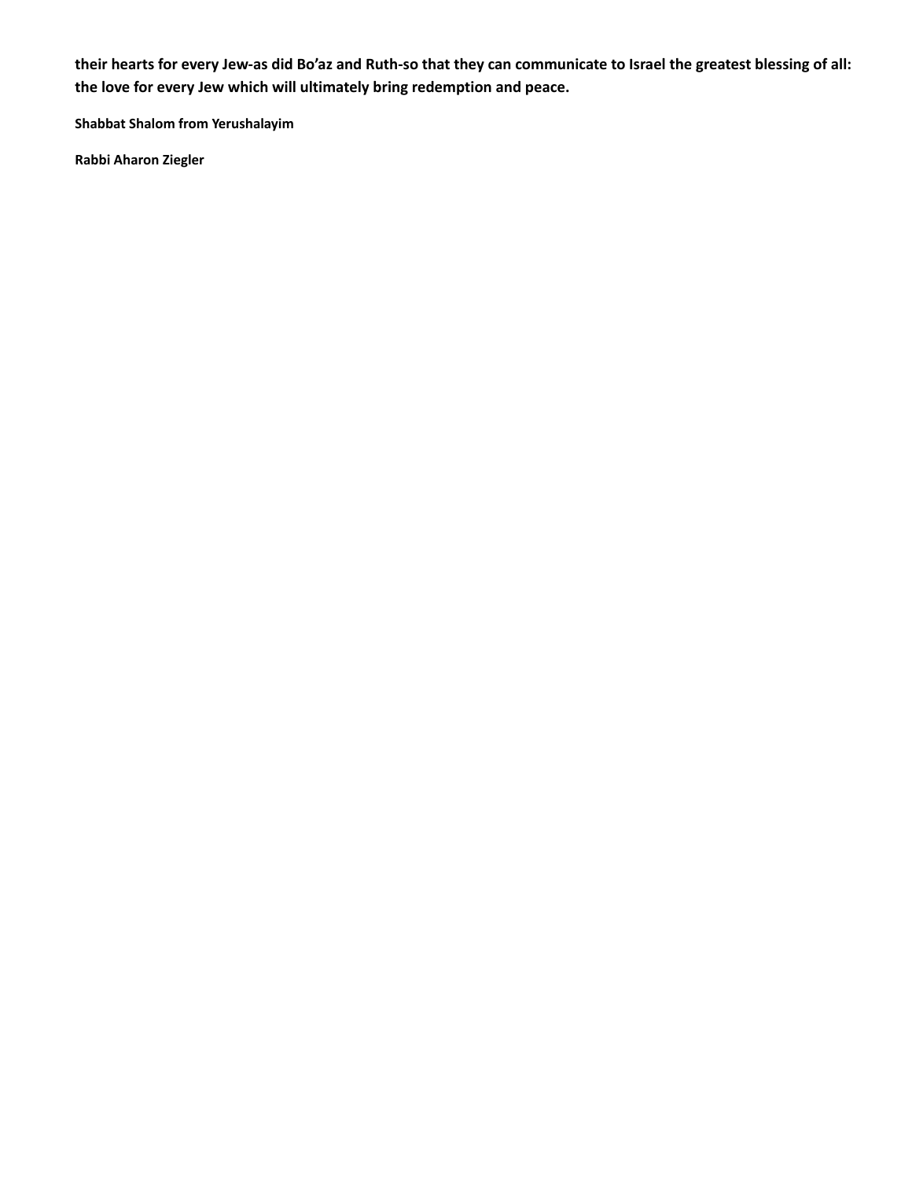**their hearts for every Jew-as did Bo'az and Ruth-so that they can communicate to Israel the greatest blessing of all: the love for every Jew which will ultimately bring redemption and peace.**

**Shabbat Shalom from Yerushalayim**

**Rabbi Aharon Ziegler**